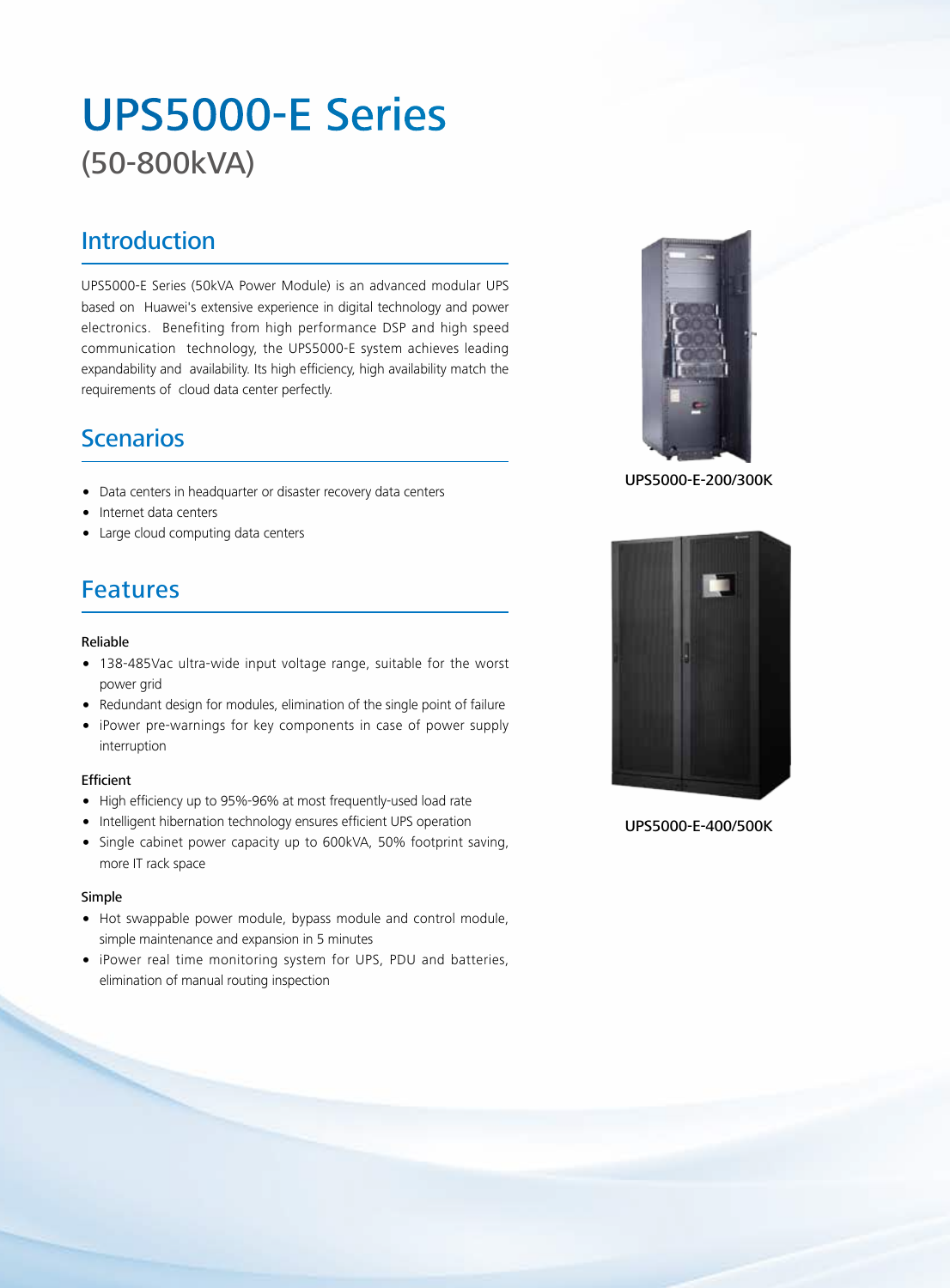# UPS5000-E Series

(50-800kVA)

## Introduction

UPS5000-E Series (50kVA Power Module) is an advanced modular UPS based on Huawei's extensive experience in digital technology and power electronics. Benefiting from high performance DSP and high speed communication technology, the UPS5000-E system achieves leading expandability and availability. Its high efficiency, high availability match the requirements of cloud data center perfectly.

## Scenarios

- Data centers in headquarter or disaster recovery data centers
- Internet data centers
- Large cloud computing data centers

## Features

### Reliable

- 138-485Vac ultra-wide input voltage range, suitable for the worst power grid
- Redundant design for modules, elimination of the single point of failure
- iPower pre-warnings for key components in case of power supply interruption

### Efficient

- High efficiency up to 95%-96% at most frequently-used load rate
- Intelligent hibernation technology ensures efficient UPS operation
- Single cabinet power capacity up to 600kVA, 50% footprint saving, more IT rack space

### Simple

- Hot swappable power module, bypass module and control module, simple maintenance and expansion in 5 minutes
- iPower real time monitoring system for UPS, PDU and batteries, elimination of manual routing inspection

UPS5000-E-200/300K

UPS5000-E-400/500K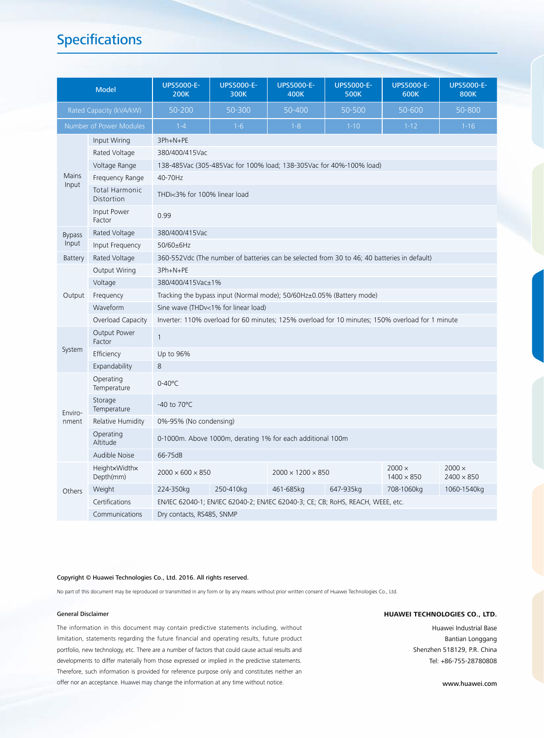# Specifications

| Model | | UPS5000-E-200K | UPS5000-E-300K | UPS5000-E-400K | UPS5000-E-500K | UPS5000-E-600K | UPS5000-E-800K |
|---|---|---|---|---|---|---|---|
| Rated Capacity (kVA/kW) | | 50-200 | 50-300 | 50-400 | 50-500 | 50-600 | 50-800 |
| Number of Power Modules | | 1-4 | 1-6 | 1-8 | 1-10 | 1-12 | 1-16 |
| Mains Input | Input Wiring | 3Ph+N+PE | | | | | |
| | Rated Voltage | 380/400/415Vac | | | | | |
| | Voltage Range | 138-485Vac (305-485Vac for 100% load; 138-305Vac for 40%-100% load) | | | | | |
| | Frequency Range | 40-70Hz | | | | | |
| | Total Harmonic Distortion | THDi<3% for 100% linear load | | | | | |
| | Input Power Factor | 0.99 | | | | | |
| Bypass Input | Rated Voltage | 380/400/415Vac | | | | | |
| | Input Frequency | 50/60±6Hz | | | | | |
| Battery | Rated Voltage | 360-552Vdc (The number of batteries can be selected from 30 to 46; 40 batteries in default) | | | | | |
| Output | Output Wiring | 3Ph+N+PE | | | | | |
| | Voltage | 380/400/415Vac±1% | | | | | |
| | Frequency | Tracking the bypass input (Normal mode); 50/60Hz±0.05% (Battery mode) | | | | | |
| | Waveform | Sine wave (THDv<1% for linear load) | | | | | |
| | Overload Capacity | Inverter: 110% overload for 60 minutes; 125% overload for 10 minutes; 150% overload for 1 minute | | | | | |
| System | Output Power Factor | 1 | | | | | |
| | Efficiency | Up to 96% | | | | | |
| | Expandability | 8 | | | | | |
| Environment | Operating Temperature | 0-40°C | | | | | |
| | Storage Temperature | -40 to 70°C | | | | | |
| | Relative Humidity | 0%-95% (No condensing) | | | | | |
| | Operating Altitude | 0-1000m. Above 1000m, derating 1% for each additional 100m | | | | | |
| | Audible Noise | 66-75dB | | | | | |
| Others | Height×Width×Depth(mm) | 2000 × 600 × 850 | | 2000 × 1200 × 850 | | 2000 × 1400 × 850 | 2000 × 2400 × 850 |
| | Weight | 224-350kg | 250-410kg | 461-685kg | 647-935kg | 708-1060kg | 1060-1540kg |
| | Certifications | EN/IEC 62040-1; EN/IEC 62040-2; EN/IEC 62040-3; CE; CB; RoHS, REACH, WEEE, etc. | | | | | |
| | Communications | Dry contacts, RS485, SNMP | | | | | |

**Copyright © Huawei Technologies Co., Ltd. 2016. All rights reserved.**

No part of this document may be reproduced or transmitted in any form or by any means without prior written consent of Huawei Technologies Co., Ltd.

**General Disclaimer**

The information in this document may contain predictive statements including, without limitation, statements regarding the future financial and operating results, future product portfolio, new technology, etc. There are a number of factors that could cause actual results and developments to differ materially from those expressed or implied in the predictive statements. Therefore, such information is provided for reference purpose only and constitutes neither an offer nor an acceptance. Huawei may change the information at any time without notice.

**HUAWEI TECHNOLOGIES CO., LTD.**

Huawei Industrial Base
Bantian Longgang
Shenzhen 518129, P.R. China
Tel: +86-755-28780808

www.huawei.com